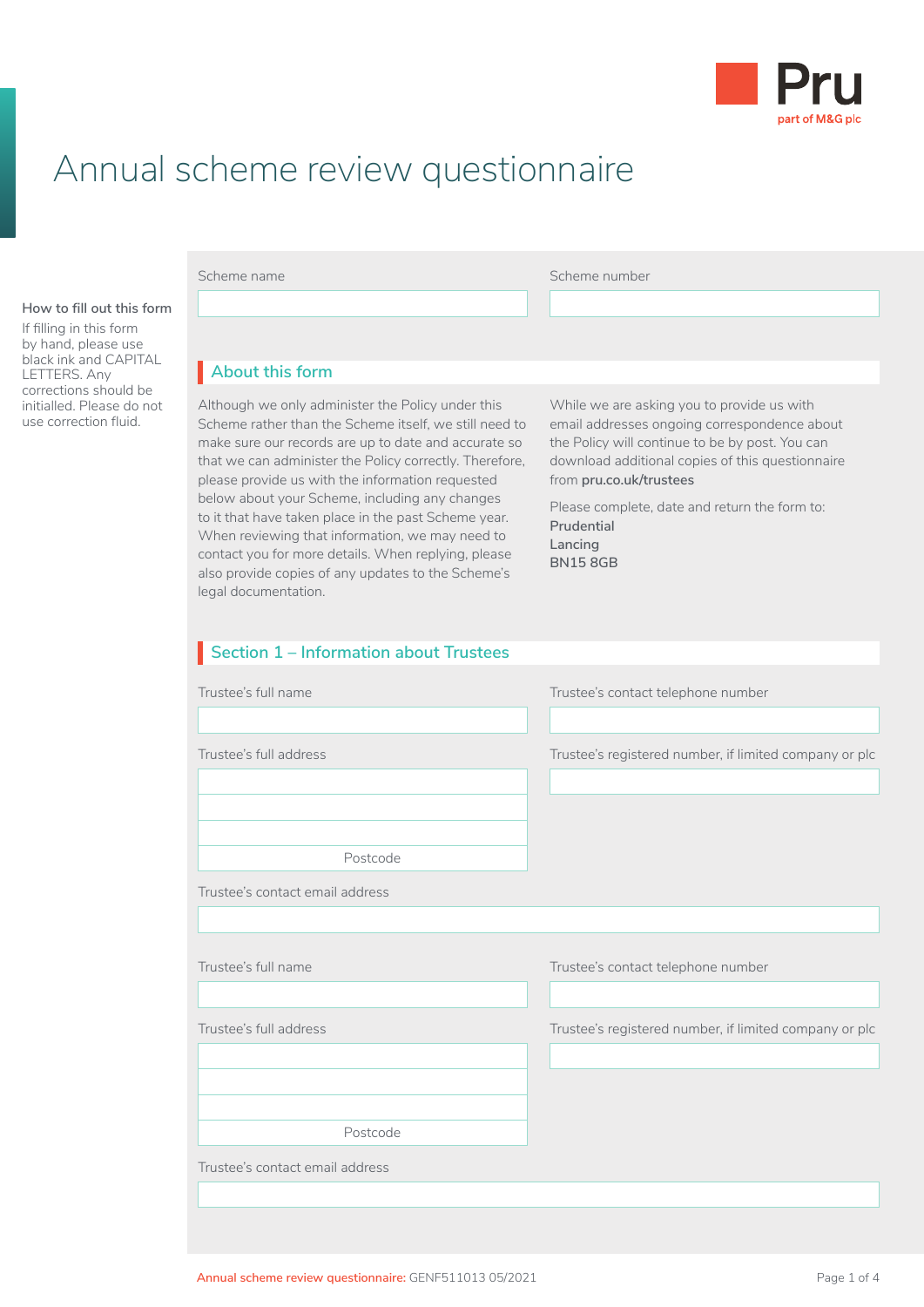Pru
part of M&G plc

# Annual scheme review questionnaire

**How to fill out this form**

If filling in this form by hand, please use black ink and CAPITAL LETTERS. Any corrections should be initialled. Please do not use correction fluid.

Scheme name

Scheme number

## About this form

Although we only administer the Policy under this Scheme rather than the Scheme itself, we still need to make sure our records are up to date and accurate so that we can administer the Policy correctly. Therefore, please provide us with the information requested below about your Scheme, including any changes to it that have taken place in the past Scheme year. When reviewing that information, we may need to contact you for more details. When replying, please also provide copies of any updates to the Scheme's legal documentation.

While we are asking you to provide us with email addresses ongoing correspondence about the Policy will continue to be by post. You can download additional copies of this questionnaire from **pru.co.uk/trustees**

Please complete, date and return the form to:
**Prudential**
**Lancing**
**BN15 8GB**

## Section 1 – Information about Trustees

Trustee's full name

Trustee's contact telephone number

Trustee's full address

Postcode

Trustee's registered number, if limited company or plc

Trustee's contact email address

Trustee's full name

Trustee's contact telephone number

Trustee's full address

Postcode

Trustee's registered number, if limited company or plc

Trustee's contact email address

Annual scheme review questionnaire: GENF511013 05/2021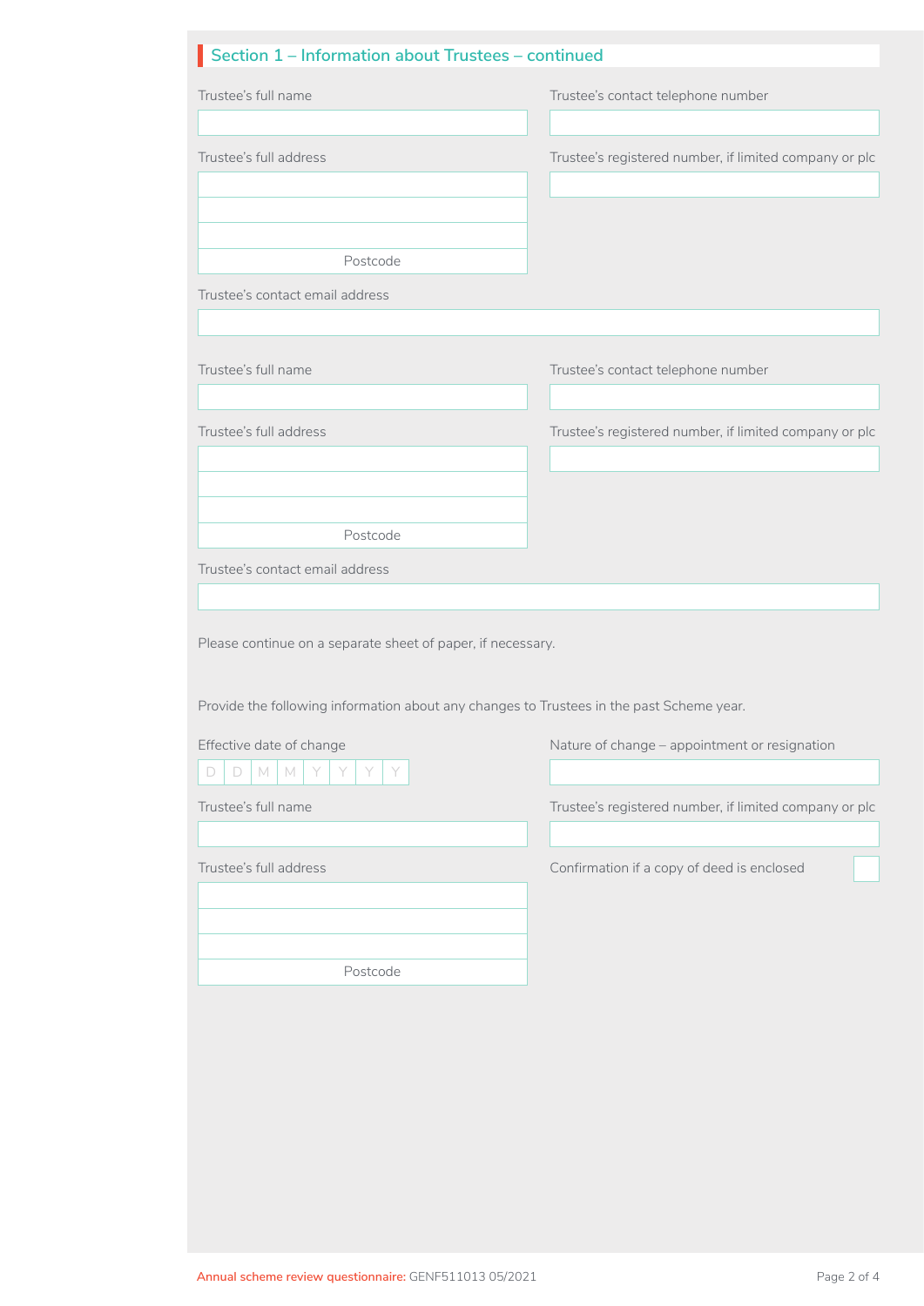## Section 1 – Information about Trustees – continued

Trustee's full name

Trustee's contact telephone number

Trustee's full address

Postcode

Trustee's registered number, if limited company or plc

Trustee's contact email address

Trustee's full name

Trustee's contact telephone number

Trustee's full address

Postcode

Trustee's registered number, if limited company or plc

Trustee's contact email address

Please continue on a separate sheet of paper, if necessary.

Provide the following information about any changes to Trustees in the past Scheme year.

Effective date of change

D D M M Y Y Y Y

Nature of change – appointment or resignation

Trustee's full name

Trustee's registered number, if limited company or plc

Trustee's full address

Postcode

Confirmation if a copy of deed is enclosed

Annual scheme review questionnaire: GENF511013 05/2021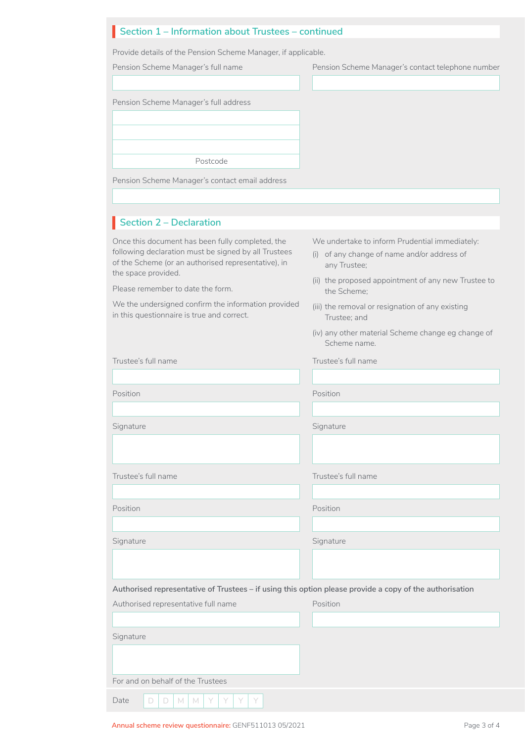## Section 1 – Information about Trustees – continued

Provide details of the Pension Scheme Manager, if applicable.

Pension Scheme Manager's full name

Pension Scheme Manager's contact telephone number

Pension Scheme Manager's full address

Postcode

Pension Scheme Manager's contact email address

## Section 2 – Declaration

Once this document has been fully completed, the following declaration must be signed by all Trustees of the Scheme (or an authorised representative), in the space provided.

Please remember to date the form.

We the undersigned confirm the information provided in this questionnaire is true and correct.

We undertake to inform Prudential immediately:

(i) of any change of name and/or address of any Trustee;

(ii) the proposed appointment of any new Trustee to the Scheme;

(iii) the removal or resignation of any existing Trustee; and

(iv) any other material Scheme change eg change of Scheme name.

Trustee's full name

Position

Signature

Trustee's full name

Position

Signature

Trustee's full name

Position

Signature

Trustee's full name

Position

Signature

**Authorised representative of Trustees – if using this option please provide a copy of the authorisation**

Authorised representative full name

Position

Signature

For and on behalf of the Trustees

Date D D M M Y Y Y Y

Annual scheme review questionnaire: GENF511013 05/2021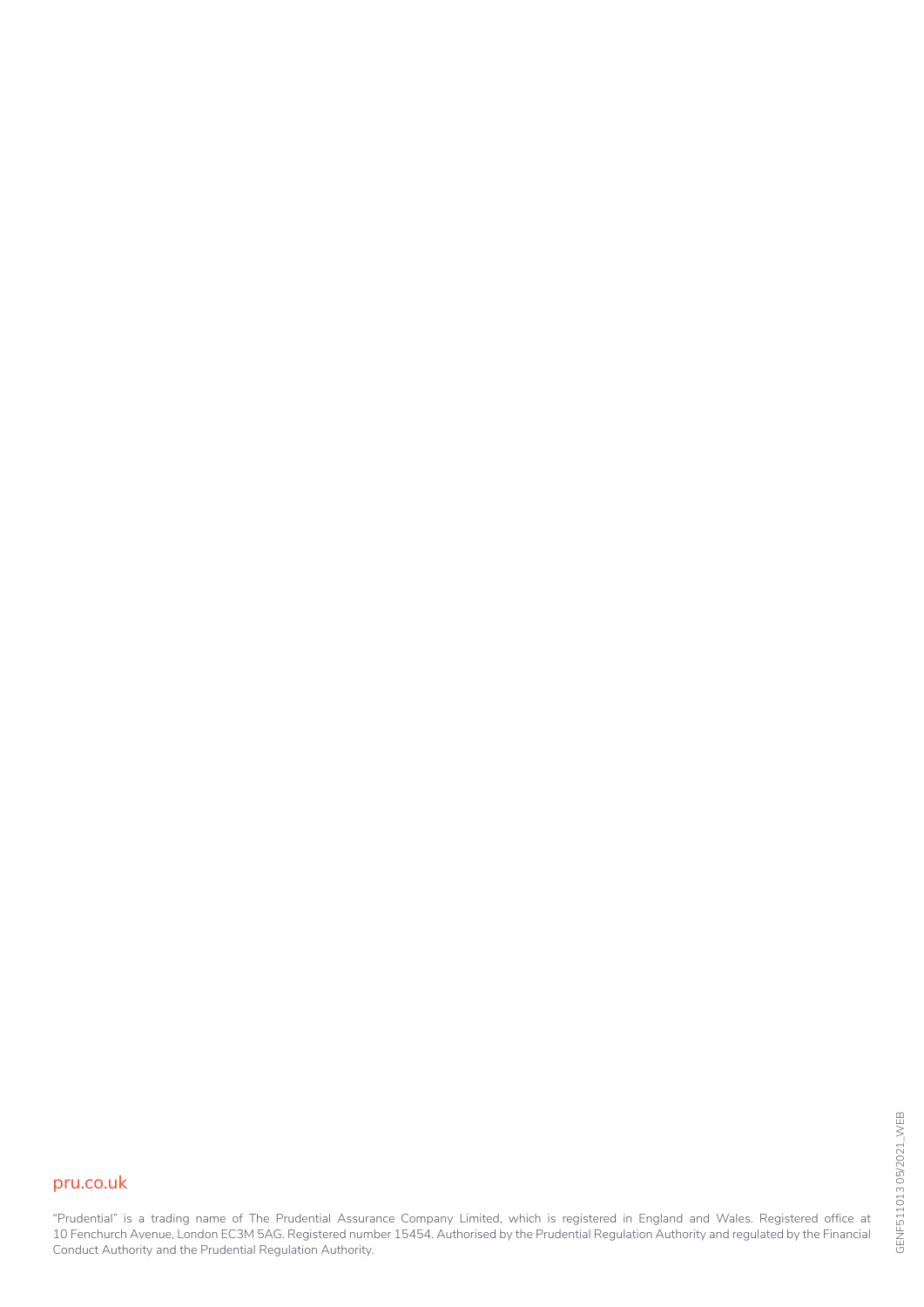pru.co.uk

"Prudential" is a trading name of The Prudential Assurance Company Limited, which is registered in England and Wales. Registered office at 10 Fenchurch Avenue, London EC3M 5AG. Registered number 15454. Authorised by the Prudential Regulation Authority and regulated by the Financial Conduct Authority and the Prudential Regulation Authority.

GENF511013 05/2021_WEB